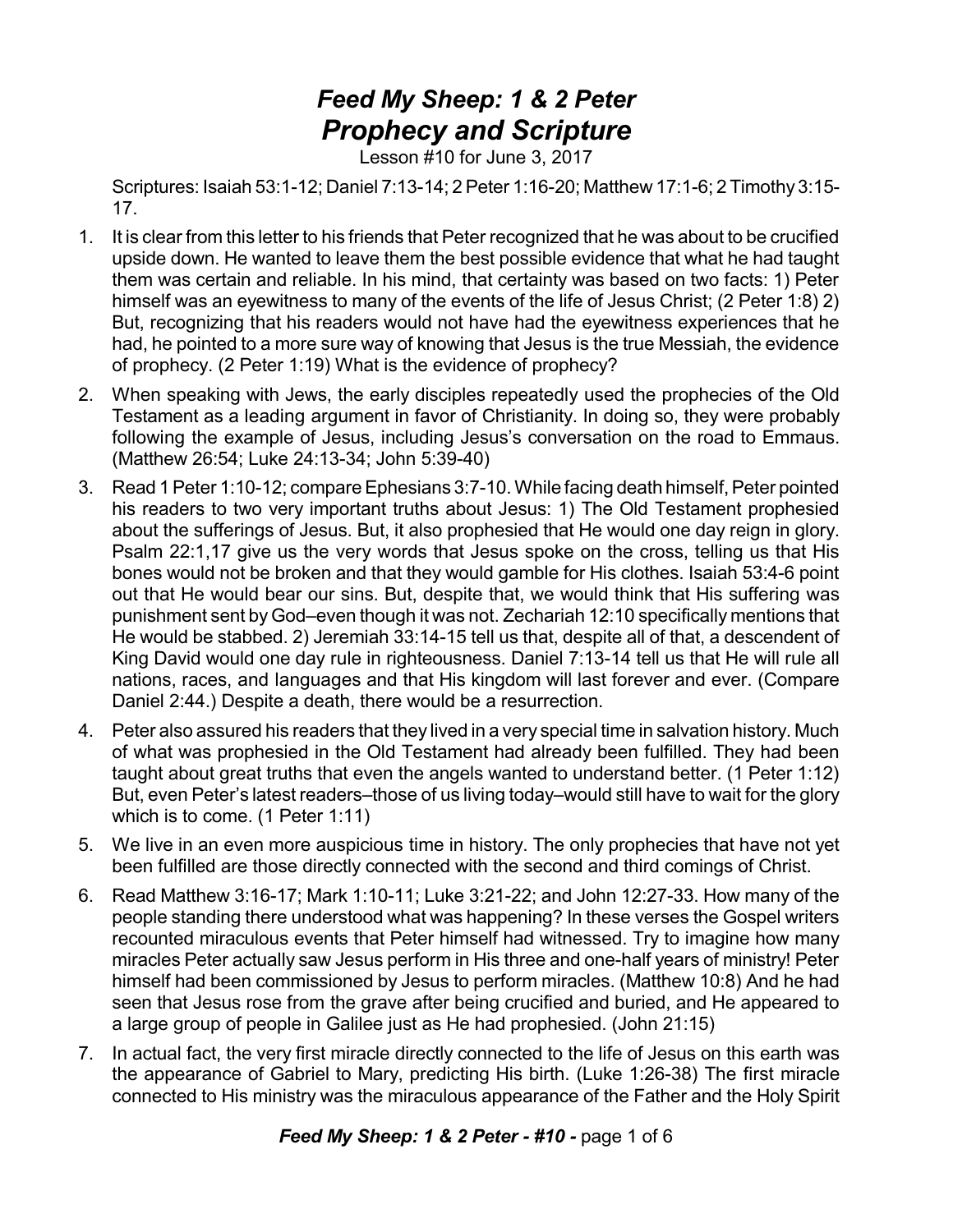# *Feed My Sheep: 1 & 2 Peter*
# *Prophecy and Scripture*

Lesson #10 for June 3, 2017

Scriptures: Isaiah 53:1-12; Daniel 7:13-14; 2 Peter 1:16-20; Matthew 17:1-6; 2 Timothy 3:15-17.

1. It is clear from this letter to his friends that Peter recognized that he was about to be crucified upside down. He wanted to leave them the best possible evidence that what he had taught them was certain and reliable. In his mind, that certainty was based on two facts: 1) Peter himself was an eyewitness to many of the events of the life of Jesus Christ; (2 Peter 1:8) 2) But, recognizing that his readers would not have had the eyewitness experiences that he had, he pointed to a more sure way of knowing that Jesus is the true Messiah, the evidence of prophecy. (2 Peter 1:19) What is the evidence of prophecy?
2. When speaking with Jews, the early disciples repeatedly used the prophecies of the Old Testament as a leading argument in favor of Christianity. In doing so, they were probably following the example of Jesus, including Jesus's conversation on the road to Emmaus. (Matthew 26:54; Luke 24:13-34; John 5:39-40)
3. Read 1 Peter 1:10-12; compare Ephesians 3:7-10. While facing death himself, Peter pointed his readers to two very important truths about Jesus: 1) The Old Testament prophesied about the sufferings of Jesus. But, it also prophesied that He would one day reign in glory. Psalm 22:1,17 give us the very words that Jesus spoke on the cross, telling us that His bones would not be broken and that they would gamble for His clothes. Isaiah 53:4-6 point out that He would bear our sins. But, despite that, we would think that His suffering was punishment sent by God–even though it was not. Zechariah 12:10 specifically mentions that He would be stabbed. 2) Jeremiah 33:14-15 tell us that, despite all of that, a descendent of King David would one day rule in righteousness. Daniel 7:13-14 tell us that He will rule all nations, races, and languages and that His kingdom will last forever and ever. (Compare Daniel 2:44.) Despite a death, there would be a resurrection.
4. Peter also assured his readers that they lived in a very special time in salvation history. Much of what was prophesied in the Old Testament had already been fulfilled. They had been taught about great truths that even the angels wanted to understand better. (1 Peter 1:12) But, even Peter's latest readers–those of us living today–would still have to wait for the glory which is to come. (1 Peter 1:11)
5. We live in an even more auspicious time in history. The only prophecies that have not yet been fulfilled are those directly connected with the second and third comings of Christ.
6. Read Matthew 3:16-17; Mark 1:10-11; Luke 3:21-22; and John 12:27-33. How many of the people standing there understood what was happening? In these verses the Gospel writers recounted miraculous events that Peter himself had witnessed. Try to imagine how many miracles Peter actually saw Jesus perform in His three and one-half years of ministry! Peter himself had been commissioned by Jesus to perform miracles. (Matthew 10:8) And he had seen that Jesus rose from the grave after being crucified and buried, and He appeared to a large group of people in Galilee just as He had prophesied. (John 21:15)
7. In actual fact, the very first miracle directly connected to the life of Jesus on this earth was the appearance of Gabriel to Mary, predicting His birth. (Luke 1:26-38) The first miracle connected to His ministry was the miraculous appearance of the Father and the Holy Spirit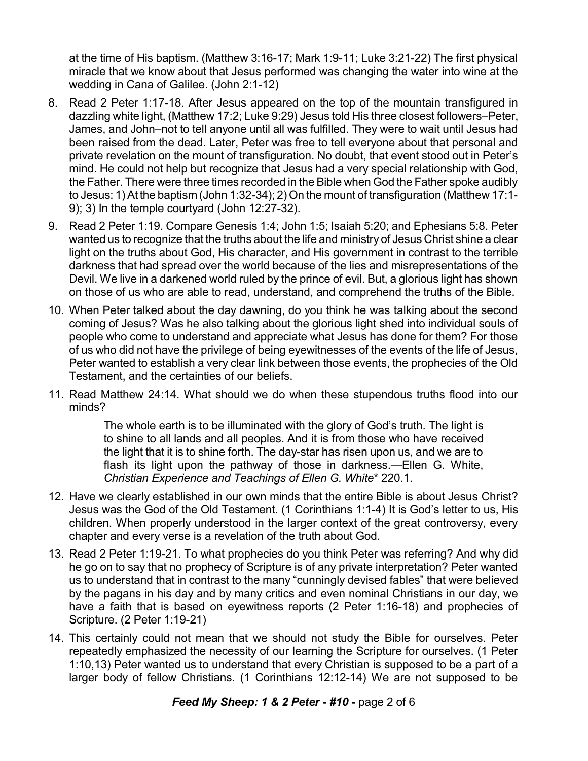at the time of His baptism. (Matthew 3:16-17; Mark 1:9-11; Luke 3:21-22) The first physical miracle that we know about that Jesus performed was changing the water into wine at the wedding in Cana of Galilee. (John 2:1-12)

8. Read 2 Peter 1:17-18. After Jesus appeared on the top of the mountain transfigured in dazzling white light, (Matthew 17:2; Luke 9:29) Jesus told His three closest followers–Peter, James, and John–not to tell anyone until all was fulfilled. They were to wait until Jesus had been raised from the dead. Later, Peter was free to tell everyone about that personal and private revelation on the mount of transfiguration. No doubt, that event stood out in Peter's mind. He could not help but recognize that Jesus had a very special relationship with God, the Father. There were three times recorded in the Bible when God the Father spoke audibly to Jesus: 1) At the baptism (John 1:32-34); 2) On the mount of transfiguration (Matthew 17:1-9); 3) In the temple courtyard (John 12:27-32).

9. Read 2 Peter 1:19. Compare Genesis 1:4; John 1:5; Isaiah 5:20; and Ephesians 5:8. Peter wanted us to recognize that the truths about the life and ministry of Jesus Christ shine a clear light on the truths about God, His character, and His government in contrast to the terrible darkness that had spread over the world because of the lies and misrepresentations of the Devil. We live in a darkened world ruled by the prince of evil. But, a glorious light has shown on those of us who are able to read, understand, and comprehend the truths of the Bible.

10. When Peter talked about the day dawning, do you think he was talking about the second coming of Jesus? Was he also talking about the glorious light shed into individual souls of people who come to understand and appreciate what Jesus has done for them? For those of us who did not have the privilege of being eyewitnesses of the events of the life of Jesus, Peter wanted to establish a very clear link between those events, the prophecies of the Old Testament, and the certainties of our beliefs.

11. Read Matthew 24:14. What should we do when these stupendous truths flood into our minds?

 > The whole earth is to be illuminated with the glory of God's truth. The light is to shine to all lands and all peoples. And it is from those who have received the light that it is to shine forth. The day-star has risen upon us, and we are to flash its light upon the pathway of those in darkness.—Ellen G. White, *Christian Experience and Teachings of Ellen G. White*\* 220.1.

12. Have we clearly established in our own minds that the entire Bible is about Jesus Christ? Jesus was the God of the Old Testament. (1 Corinthians 1:1-4) It is God's letter to us, His children. When properly understood in the larger context of the great controversy, every chapter and every verse is a revelation of the truth about God.

13. Read 2 Peter 1:19-21. To what prophecies do you think Peter was referring? And why did he go on to say that no prophecy of Scripture is of any private interpretation? Peter wanted us to understand that in contrast to the many "cunningly devised fables" that were believed by the pagans in his day and by many critics and even nominal Christians in our day, we have a faith that is based on eyewitness reports (2 Peter 1:16-18) and prophecies of Scripture. (2 Peter 1:19-21)

14. This certainly could not mean that we should not study the Bible for ourselves. Peter repeatedly emphasized the necessity of our learning the Scripture for ourselves. (1 Peter 1:10,13) Peter wanted us to understand that every Christian is supposed to be a part of a larger body of fellow Christians. (1 Corinthians 12:12-14) We are not supposed to be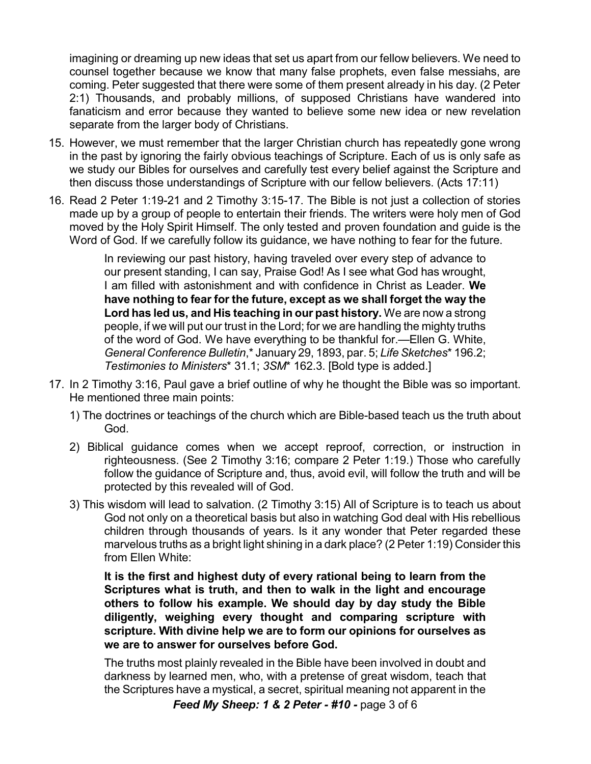imagining or dreaming up new ideas that set us apart from our fellow believers. We need to counsel together because we know that many false prophets, even false messiahs, are coming. Peter suggested that there were some of them present already in his day. (2 Peter 2:1) Thousands, and probably millions, of supposed Christians have wandered into fanaticism and error because they wanted to believe some new idea or new revelation separate from the larger body of Christians.

15. However, we must remember that the larger Christian church has repeatedly gone wrong in the past by ignoring the fairly obvious teachings of Scripture. Each of us is only safe as we study our Bibles for ourselves and carefully test every belief against the Scripture and then discuss those understandings of Scripture with our fellow believers. (Acts 17:11)

16. Read 2 Peter 1:19-21 and 2 Timothy 3:15-17. The Bible is not just a collection of stories made up by a group of people to entertain their friends. The writers were holy men of God moved by the Holy Spirit Himself. The only tested and proven foundation and guide is the Word of God. If we carefully follow its guidance, we have nothing to fear for the future.

> In reviewing our past history, having traveled over every step of advance to our present standing, I can say, Praise God! As I see what God has wrought, I am filled with astonishment and with confidence in Christ as Leader. **We have nothing to fear for the future, except as we shall forget the way the Lord has led us, and His teaching in our past history.** We are now a strong people, if we will put our trust in the Lord; for we are handling the mighty truths of the word of God. We have everything to be thankful for.—Ellen G. White, *General Conference Bulletin*,* January 29, 1893, par. 5; *Life Sketches** 196.2; *Testimonies to Ministers** 31.1; *3SM** 162.3. [Bold type is added.]

17. In 2 Timothy 3:16, Paul gave a brief outline of why he thought the Bible was so important. He mentioned three main points:

    1) The doctrines or teachings of the church which are Bible-based teach us the truth about God.

    2) Biblical guidance comes when we accept reproof, correction, or instruction in righteousness. (See 2 Timothy 3:16; compare 2 Peter 1:19.) Those who carefully follow the guidance of Scripture and, thus, avoid evil, will follow the truth and will be protected by this revealed will of God.

    3) This wisdom will lead to salvation. (2 Timothy 3:15) All of Scripture is to teach us about God not only on a theoretical basis but also in watching God deal with His rebellious children through thousands of years. Is it any wonder that Peter regarded these marvelous truths as a bright light shining in a dark place? (2 Peter 1:19) Consider this from Ellen White:

    > **It is the first and highest duty of every rational being to learn from the Scriptures what is truth, and then to walk in the light and encourage others to follow his example. We should day by day study the Bible diligently, weighing every thought and comparing scripture with scripture. With divine help we are to form our opinions for ourselves as we are to answer for ourselves before God.**
    >
    > The truths most plainly revealed in the Bible have been involved in doubt and darkness by learned men, who, with a pretense of great wisdom, teach that the Scriptures have a mystical, a secret, spiritual meaning not apparent in the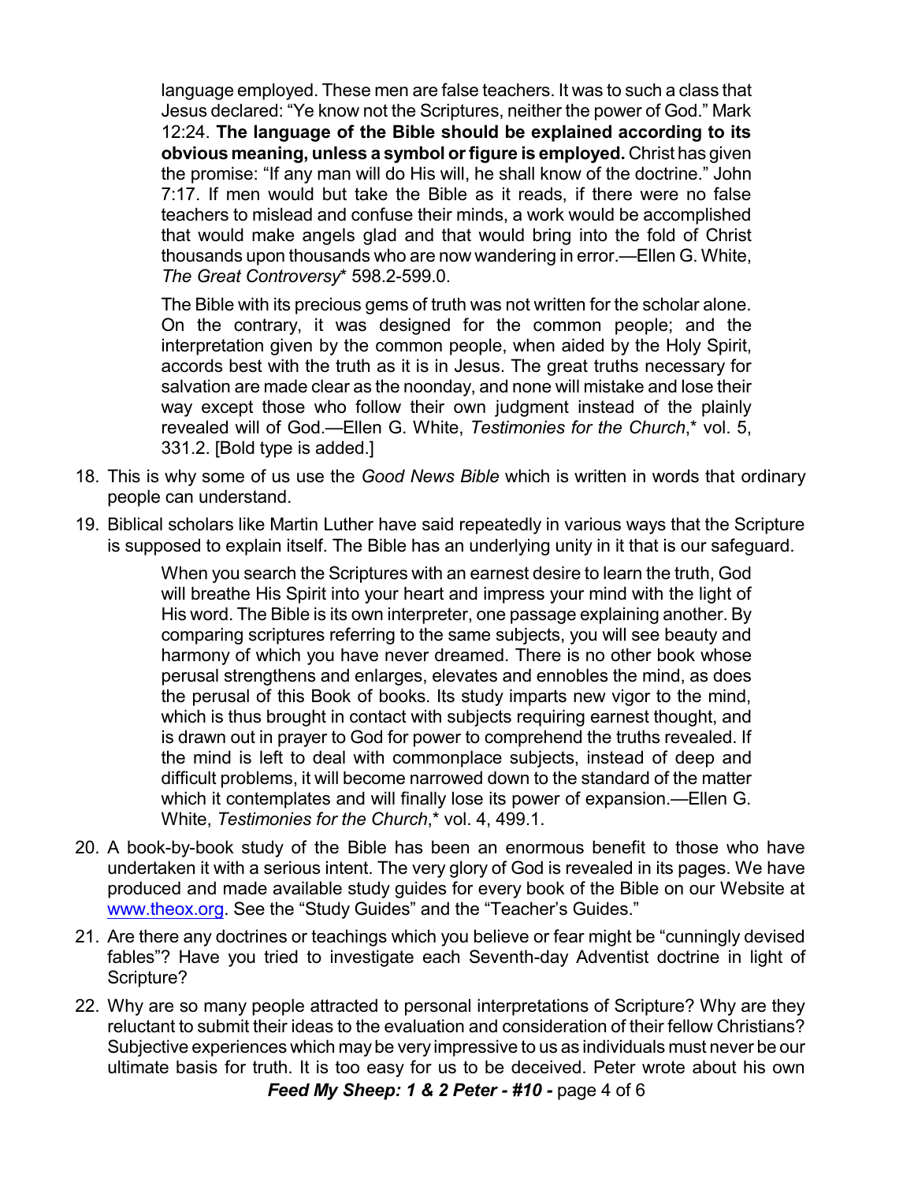> language employed. These men are false teachers. It was to such a class that Jesus declared: "Ye know not the Scriptures, neither the power of God." Mark 12:24. **The language of the Bible should be explained according to its obvious meaning, unless a symbol or figure is employed.** Christ has given the promise: "If any man will do His will, he shall know of the doctrine." John 7:17. If men would but take the Bible as it reads, if there were no false teachers to mislead and confuse their minds, a work would be accomplished that would make angels glad and that would bring into the fold of Christ thousands upon thousands who are now wandering in error.—Ellen G. White, *The Great Controversy*\* 598.2-599.0.
>
> The Bible with its precious gems of truth was not written for the scholar alone. On the contrary, it was designed for the common people; and the interpretation given by the common people, when aided by the Holy Spirit, accords best with the truth as it is in Jesus. The great truths necessary for salvation are made clear as the noonday, and none will mistake and lose their way except those who follow their own judgment instead of the plainly revealed will of God.—Ellen G. White, *Testimonies for the Church*,\* vol. 5, 331.2. [Bold type is added.]

18. This is why some of us use the *Good News Bible* which is written in words that ordinary people can understand.

19. Biblical scholars like Martin Luther have said repeatedly in various ways that the Scripture is supposed to explain itself. The Bible has an underlying unity in it that is our safeguard.

> When you search the Scriptures with an earnest desire to learn the truth, God will breathe His Spirit into your heart and impress your mind with the light of His word. The Bible is its own interpreter, one passage explaining another. By comparing scriptures referring to the same subjects, you will see beauty and harmony of which you have never dreamed. There is no other book whose perusal strengthens and enlarges, elevates and ennobles the mind, as does the perusal of this Book of books. Its study imparts new vigor to the mind, which is thus brought in contact with subjects requiring earnest thought, and is drawn out in prayer to God for power to comprehend the truths revealed. If the mind is left to deal with commonplace subjects, instead of deep and difficult problems, it will become narrowed down to the standard of the matter which it contemplates and will finally lose its power of expansion.—Ellen G. White, *Testimonies for the Church*,\* vol. 4, 499.1.

20. A book-by-book study of the Bible has been an enormous benefit to those who have undertaken it with a serious intent. The very glory of God is revealed in its pages. We have produced and made available study guides for every book of the Bible on our Website at www.theox.org. See the "Study Guides" and the "Teacher's Guides."

21. Are there any doctrines or teachings which you believe or fear might be "cunningly devised fables"? Have you tried to investigate each Seventh-day Adventist doctrine in light of Scripture?

22. Why are so many people attracted to personal interpretations of Scripture? Why are they reluctant to submit their ideas to the evaluation and consideration of their fellow Christians? Subjective experiences which may be very impressive to us as individuals must never be our ultimate basis for truth. It is too easy for us to be deceived. Peter wrote about his own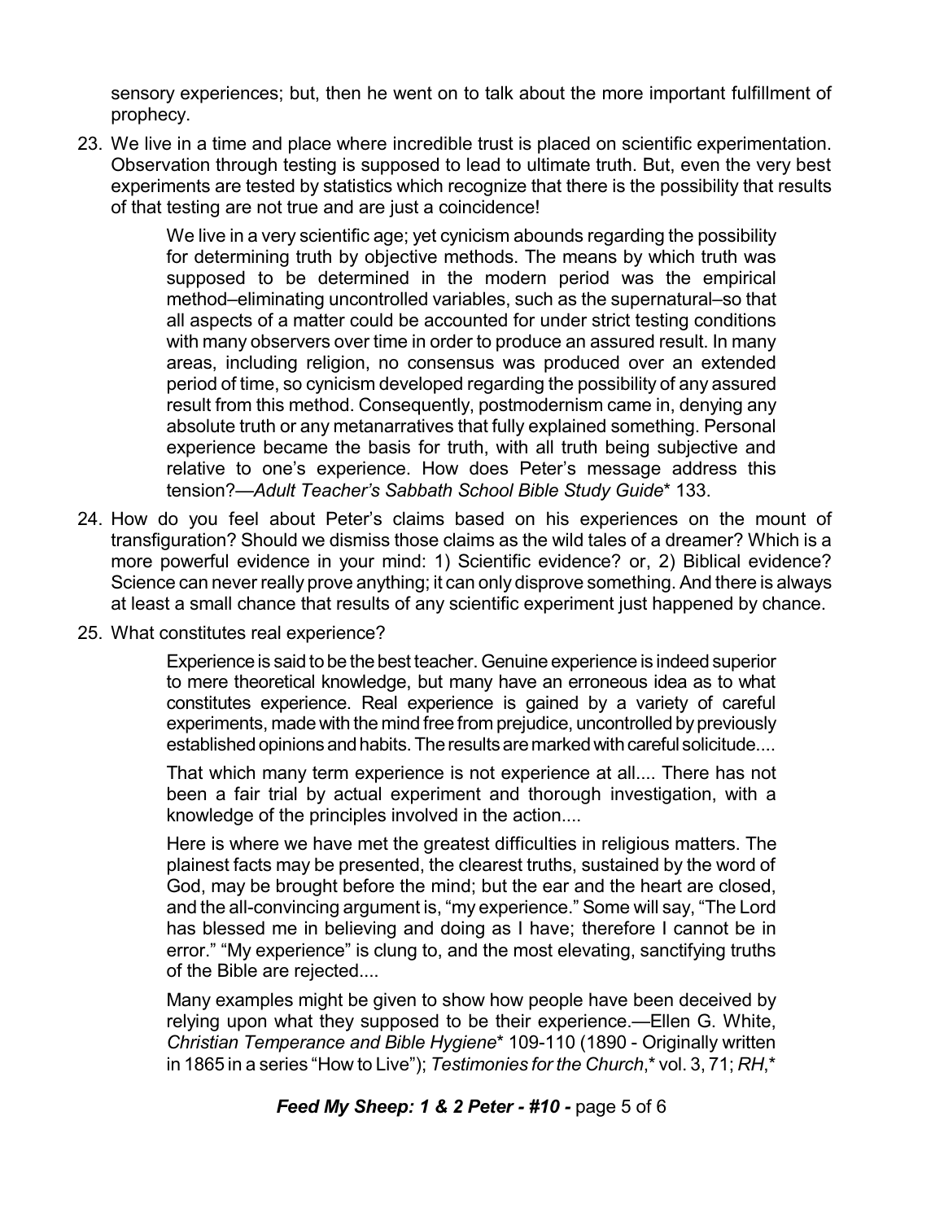sensory experiences; but, then he went on to talk about the more important fulfillment of prophecy.

23. We live in a time and place where incredible trust is placed on scientific experimentation. Observation through testing is supposed to lead to ultimate truth. But, even the very best experiments are tested by statistics which recognize that there is the possibility that results of that testing are not true and are just a coincidence!

> We live in a very scientific age; yet cynicism abounds regarding the possibility for determining truth by objective methods. The means by which truth was supposed to be determined in the modern period was the empirical method–eliminating uncontrolled variables, such as the supernatural–so that all aspects of a matter could be accounted for under strict testing conditions with many observers over time in order to produce an assured result. In many areas, including religion, no consensus was produced over an extended period of time, so cynicism developed regarding the possibility of any assured result from this method. Consequently, postmodernism came in, denying any absolute truth or any metanarratives that fully explained something. Personal experience became the basis for truth, with all truth being subjective and relative to one's experience. How does Peter's message address this tension?—*Adult Teacher's Sabbath School Bible Study Guide** 133.

24. How do you feel about Peter's claims based on his experiences on the mount of transfiguration? Should we dismiss those claims as the wild tales of a dreamer? Which is a more powerful evidence in your mind: 1) Scientific evidence? or, 2) Biblical evidence? Science can never really prove anything; it can only disprove something. And there is always at least a small chance that results of any scientific experiment just happened by chance.

25. What constitutes real experience?

> Experience is said to be the best teacher. Genuine experience is indeed superior to mere theoretical knowledge, but many have an erroneous idea as to what constitutes experience. Real experience is gained by a variety of careful experiments, made with the mind free from prejudice, uncontrolled by previously established opinions and habits. The results are marked with careful solicitude....
>
> That which many term experience is not experience at all.... There has not been a fair trial by actual experiment and thorough investigation, with a knowledge of the principles involved in the action....
>
> Here is where we have met the greatest difficulties in religious matters. The plainest facts may be presented, the clearest truths, sustained by the word of God, may be brought before the mind; but the ear and the heart are closed, and the all-convincing argument is, "my experience." Some will say, "The Lord has blessed me in believing and doing as I have; therefore I cannot be in error." "My experience" is clung to, and the most elevating, sanctifying truths of the Bible are rejected....
>
> Many examples might be given to show how people have been deceived by relying upon what they supposed to be their experience.—Ellen G. White, *Christian Temperance and Bible Hygiene** 109-110 (1890 - Originally written in 1865 in a series "How to Live"); *Testimonies for the Church*,* vol. 3, 71; *RH*,*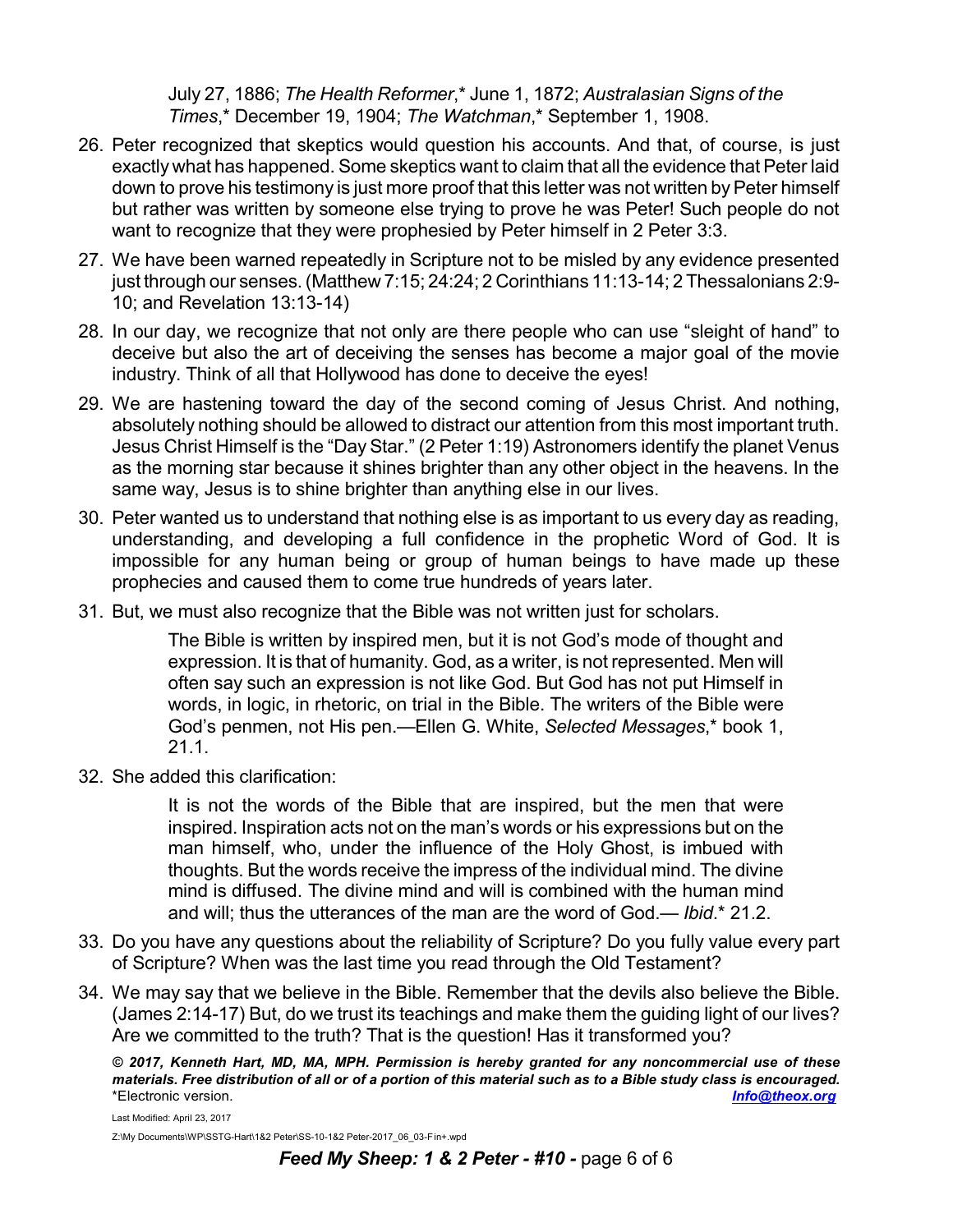July 27, 1886; *The Health Reformer*,* June 1, 1872; *Australasian Signs of the Times*,* December 19, 1904; *The Watchman*,* September 1, 1908.

26. Peter recognized that skeptics would question his accounts. And that, of course, is just exactly what has happened. Some skeptics want to claim that all the evidence that Peter laid down to prove his testimony is just more proof that this letter was not written by Peter himself but rather was written by someone else trying to prove he was Peter! Such people do not want to recognize that they were prophesied by Peter himself in 2 Peter 3:3.

27. We have been warned repeatedly in Scripture not to be misled by any evidence presented just through our senses. (Matthew 7:15; 24:24; 2 Corinthians 11:13-14; 2 Thessalonians 2:9-10; and Revelation 13:13-14)

28. In our day, we recognize that not only are there people who can use "sleight of hand" to deceive but also the art of deceiving the senses has become a major goal of the movie industry. Think of all that Hollywood has done to deceive the eyes!

29. We are hastening toward the day of the second coming of Jesus Christ. And nothing, absolutely nothing should be allowed to distract our attention from this most important truth. Jesus Christ Himself is the "Day Star." (2 Peter 1:19) Astronomers identify the planet Venus as the morning star because it shines brighter than any other object in the heavens. In the same way, Jesus is to shine brighter than anything else in our lives.

30. Peter wanted us to understand that nothing else is as important to us every day as reading, understanding, and developing a full confidence in the prophetic Word of God. It is impossible for any human being or group of human beings to have made up these prophecies and caused them to come true hundreds of years later.

31. But, we must also recognize that the Bible was not written just for scholars.

    > The Bible is written by inspired men, but it is not God's mode of thought and expression. It is that of humanity. God, as a writer, is not represented. Men will often say such an expression is not like God. But God has not put Himself in words, in logic, in rhetoric, on trial in the Bible. The writers of the Bible were God's penmen, not His pen.—Ellen G. White, *Selected Messages*,* book 1, 21.1.

32. She added this clarification:

    > It is not the words of the Bible that are inspired, but the men that were inspired. Inspiration acts not on the man's words or his expressions but on the man himself, who, under the influence of the Holy Ghost, is imbued with thoughts. But the words receive the impress of the individual mind. The divine mind is diffused. The divine mind and will is combined with the human mind and will; thus the utterances of the man are the word of God.— *Ibid*.* 21.2.

33. Do you have any questions about the reliability of Scripture? Do you fully value every part of Scripture? When was the last time you read through the Old Testament?

34. We may say that we believe in the Bible. Remember that the devils also believe the Bible. (James 2:14-17) But, do we trust its teachings and make them the guiding light of our lives? Are we committed to the truth? That is the question! Has it transformed you?

***© 2017, Kenneth Hart, MD, MA, MPH. Permission is hereby granted for any noncommercial use of these materials. Free distribution of all or of a portion of this material such as to a Bible study class is encouraged.***
*Electronic version. ***Info@theox.org***

Last Modified: April 23, 2017

Z:\My Documents\WP\SSTG-Hart\1&2 Peter\SS-10-1&2 Peter-2017_06_03-Fin+.wpd